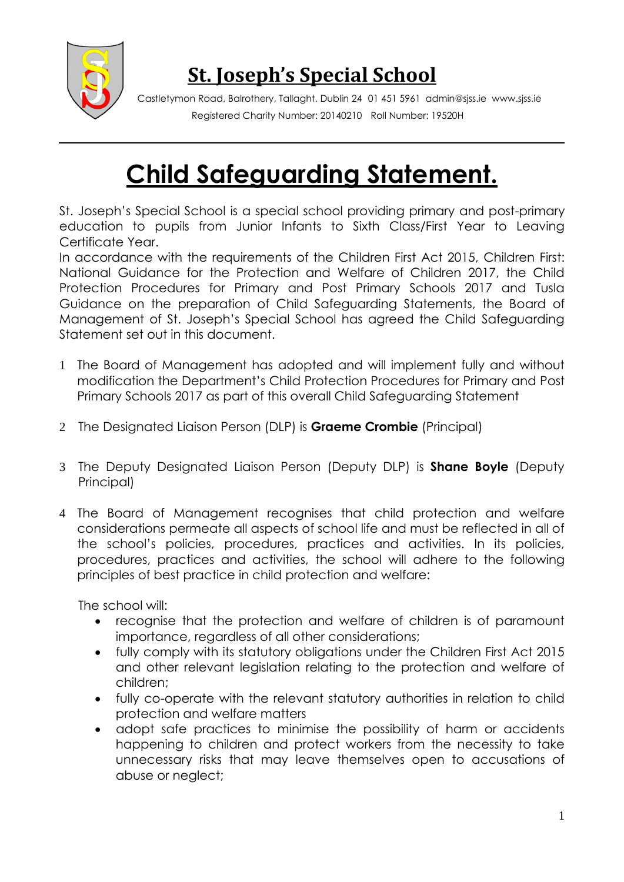# St. Joseph's Special School

Castletymon Road, Balrothery, Tallaght. Dublin 24 01 451 5961 admin@sjss.ie www.sjss.ie

Registered Charity Number: 20140210 Roll Number: 19520H

# Child Safeguarding Statement.

St. Joseph's Special School is a special school providing primary and post-primary education to pupils from Junior Infants to Sixth Class/First Year to Leaving Certificate Year.

In accordance with the requirements of the Children First Act 2015, Children First: National Guidance for the Protection and Welfare of Children 2017, the Child Protection Procedures for Primary and Post Primary Schools 2017 and Tusla Guidance on the preparation of Child Safeguarding Statements, the Board of Management of St. Joseph's Special School has agreed the Child Safeguarding Statement set out in this document.

1. The Board of Management has adopted and will implement fully and without modification the Department's Child Protection Procedures for Primary and Post Primary Schools 2017 as part of this overall Child Safeguarding Statement

2. The Designated Liaison Person (DLP) is **Graeme Crombie** (Principal)

3. The Deputy Designated Liaison Person (Deputy DLP) is **Shane Boyle** (Deputy Principal)

4. The Board of Management recognises that child protection and welfare considerations permeate all aspects of school life and must be reflected in all of the school's policies, procedures, practices and activities. In its policies, procedures, practices and activities, the school will adhere to the following principles of best practice in child protection and welfare:

   The school will:

   - recognise that the protection and welfare of children is of paramount importance, regardless of all other considerations;
   - fully comply with its statutory obligations under the Children First Act 2015 and other relevant legislation relating to the protection and welfare of children;
   - fully co-operate with the relevant statutory authorities in relation to child protection and welfare matters
   - adopt safe practices to minimise the possibility of harm or accidents happening to children and protect workers from the necessity to take unnecessary risks that may leave themselves open to accusations of abuse or neglect;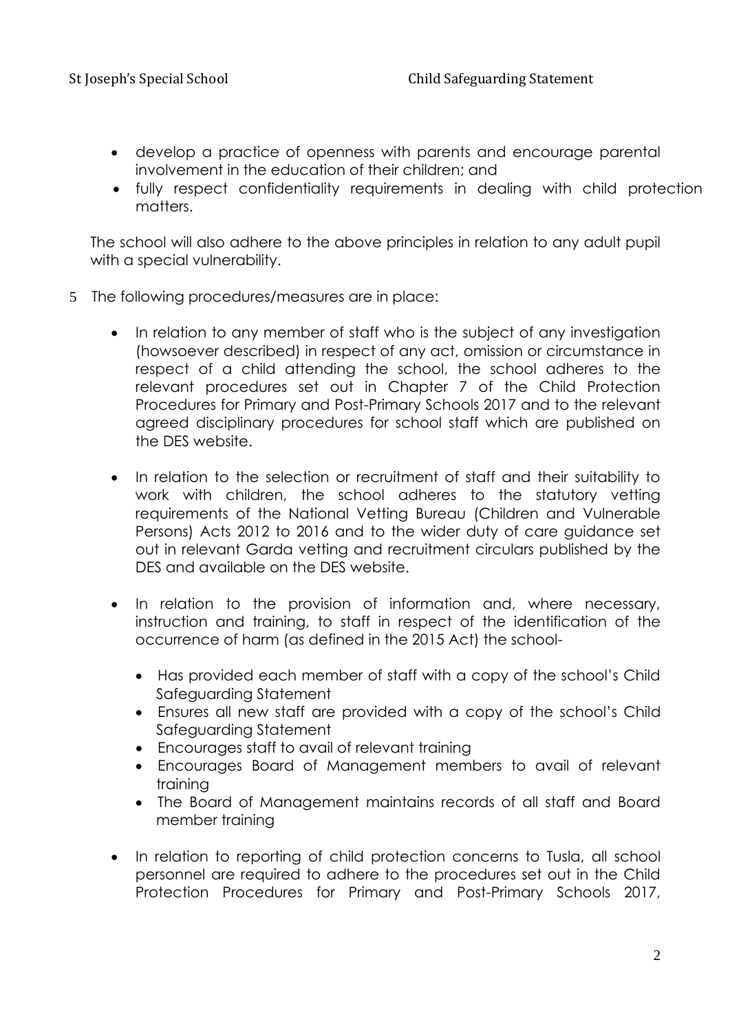- develop a practice of openness with parents and encourage parental involvement in the education of their children; and
- fully respect confidentiality requirements in dealing with child protection matters.

The school will also adhere to the above principles in relation to any adult pupil with a special vulnerability.

5 The following procedures/measures are in place:

- In relation to any member of staff who is the subject of any investigation (howsoever described) in respect of any act, omission or circumstance in respect of a child attending the school, the school adheres to the relevant procedures set out in Chapter 7 of the Child Protection Procedures for Primary and Post-Primary Schools 2017 and to the relevant agreed disciplinary procedures for school staff which are published on the DES website.

- In relation to the selection or recruitment of staff and their suitability to work with children, the school adheres to the statutory vetting requirements of the National Vetting Bureau (Children and Vulnerable Persons) Acts 2012 to 2016 and to the wider duty of care guidance set out in relevant Garda vetting and recruitment circulars published by the DES and available on the DES website.

- In relation to the provision of information and, where necessary, instruction and training, to staff in respect of the identification of the occurrence of harm (as defined in the 2015 Act) the school-
  - Has provided each member of staff with a copy of the school's Child Safeguarding Statement
  - Ensures all new staff are provided with a copy of the school's Child Safeguarding Statement
  - Encourages staff to avail of relevant training
  - Encourages Board of Management members to avail of relevant training
  - The Board of Management maintains records of all staff and Board member training

- In relation to reporting of child protection concerns to Tusla, all school personnel are required to adhere to the procedures set out in the Child Protection Procedures for Primary and Post-Primary Schools 2017,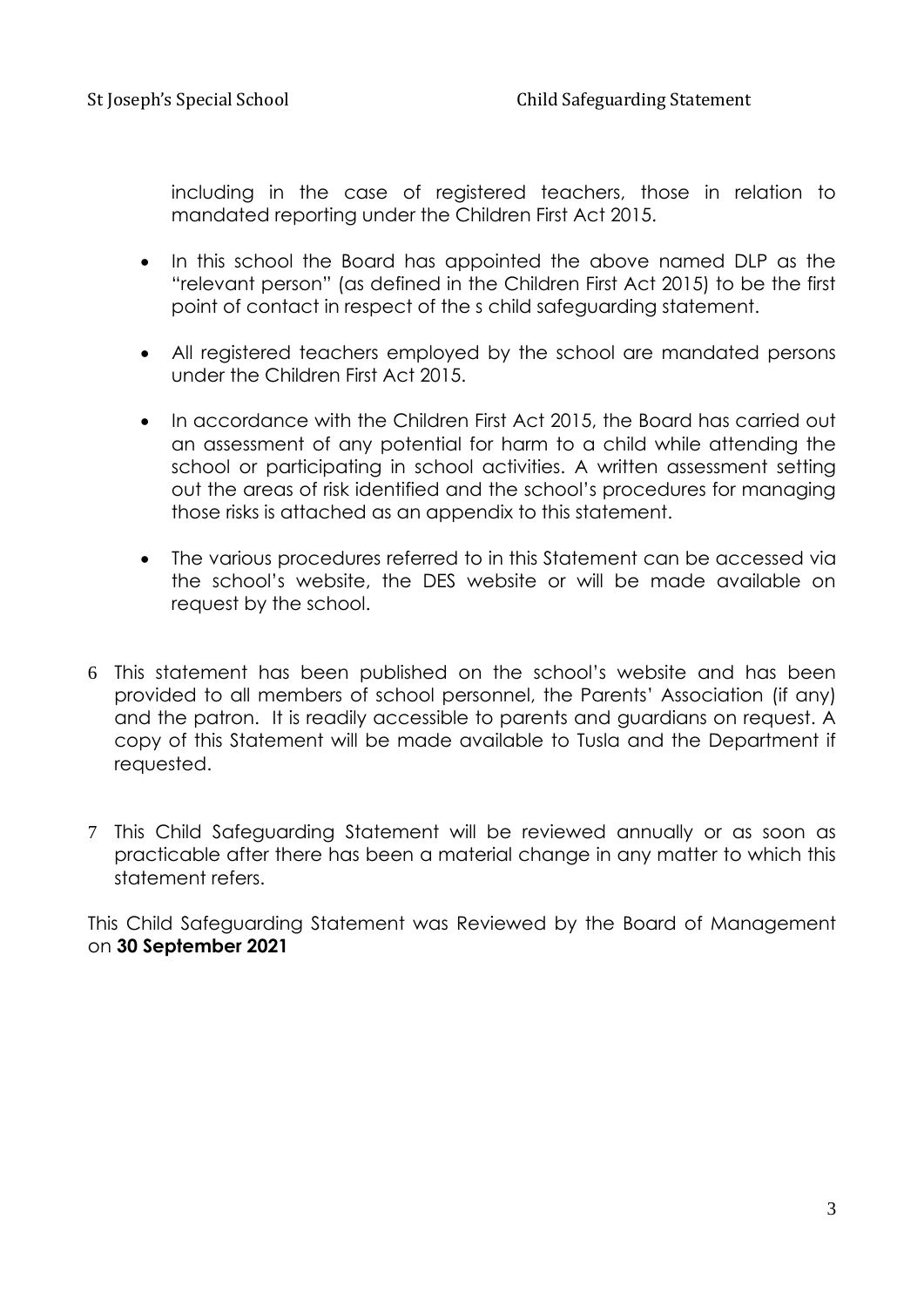including in the case of registered teachers, those in relation to mandated reporting under the Children First Act 2015.

- In this school the Board has appointed the above named DLP as the "relevant person" (as defined in the Children First Act 2015) to be the first point of contact in respect of the s child safeguarding statement.
- All registered teachers employed by the school are mandated persons under the Children First Act 2015.
- In accordance with the Children First Act 2015, the Board has carried out an assessment of any potential for harm to a child while attending the school or participating in school activities. A written assessment setting out the areas of risk identified and the school's procedures for managing those risks is attached as an appendix to this statement.
- The various procedures referred to in this Statement can be accessed via the school's website, the DES website or will be made available on request by the school.

6 This statement has been published on the school's website and has been provided to all members of school personnel, the Parents' Association (if any) and the patron. It is readily accessible to parents and guardians on request. A copy of this Statement will be made available to Tusla and the Department if requested.

7 This Child Safeguarding Statement will be reviewed annually or as soon as practicable after there has been a material change in any matter to which this statement refers.

This Child Safeguarding Statement was Reviewed by the Board of Management on **30 September 2021**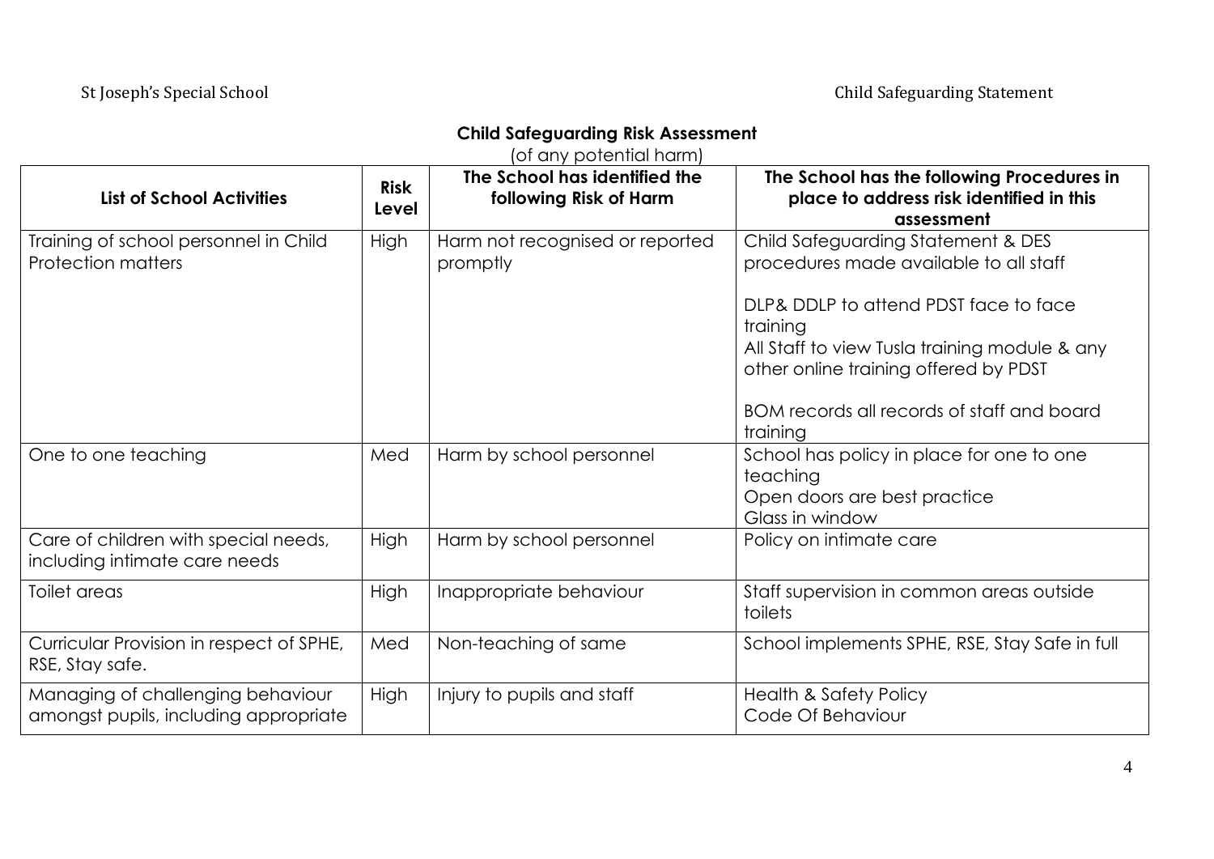## Child Safeguarding Risk Assessment

(of any potential harm)

| List of School Activities | Risk Level | The School has identified the following Risk of Harm | The School has the following Procedures in place to address risk identified in this assessment |
|---|---|---|---|
| Training of school personnel in Child Protection matters | High | Harm not recognised or reported promptly | Child Safeguarding Statement & DES procedures made available to all staff<br><br>DLP& DDLP to attend PDST face to face training<br>All Staff to view Tusla training module & any other online training offered by PDST<br><br>BOM records all records of staff and board training |
| One to one teaching | Med | Harm by school personnel | School has policy in place for one to one teaching<br>Open doors are best practice<br>Glass in window |
| Care of children with special needs, including intimate care needs | High | Harm by school personnel | Policy on intimate care |
| Toilet areas | High | Inappropriate behaviour | Staff supervision in common areas outside toilets |
| Curricular Provision in respect of SPHE, RSE, Stay safe. | Med | Non-teaching of same | School implements SPHE, RSE, Stay Safe in full |
| Managing of challenging behaviour amongst pupils, including appropriate | High | Injury to pupils and staff | Health & Safety Policy<br>Code Of Behaviour |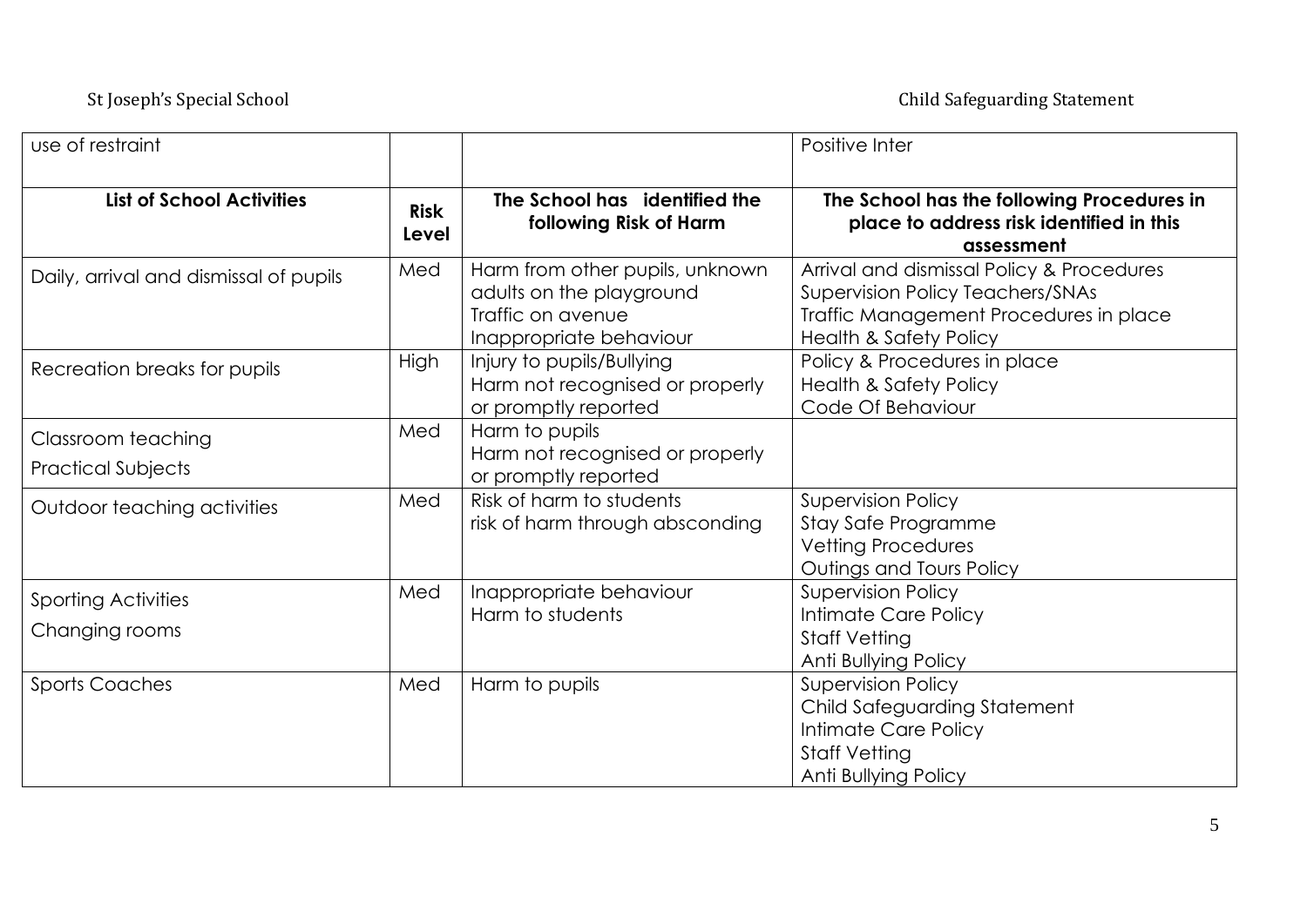| use of restraint | | | Positive Inter |
|---|---|---|---|
| **List of School Activities** | **Risk Level** | **The School has identified the following Risk of Harm** | **The School has the following Procedures in place to address risk identified in this assessment** |
| Daily, arrival and dismissal of pupils | Med | Harm from other pupils, unknown adults on the playground<br>Traffic on avenue<br>Inappropriate behaviour | Arrival and dismissal Policy & Procedures<br>Supervision Policy Teachers/SNAs<br>Traffic Management Procedures in place<br>Health & Safety Policy |
| Recreation breaks for pupils | High | Injury to pupils/Bullying<br>Harm not recognised or properly or promptly reported | Policy & Procedures in place<br>Health & Safety Policy<br>Code Of Behaviour |
| Classroom teaching<br>Practical Subjects | Med | Harm to pupils<br>Harm not recognised or properly or promptly reported | |
| Outdoor teaching activities | Med | Risk of harm to students<br>risk of harm through absconding | Supervision Policy<br>Stay Safe Programme<br>Vetting Procedures<br>Outings and Tours Policy |
| Sporting Activities<br>Changing rooms | Med | Inappropriate behaviour<br>Harm to students | Supervision Policy<br>Intimate Care Policy<br>Staff Vetting<br>Anti Bullying Policy |
| Sports Coaches | Med | Harm to pupils | Supervision Policy<br>Child Safeguarding Statement<br>Intimate Care Policy<br>Staff Vetting<br>Anti Bullying Policy |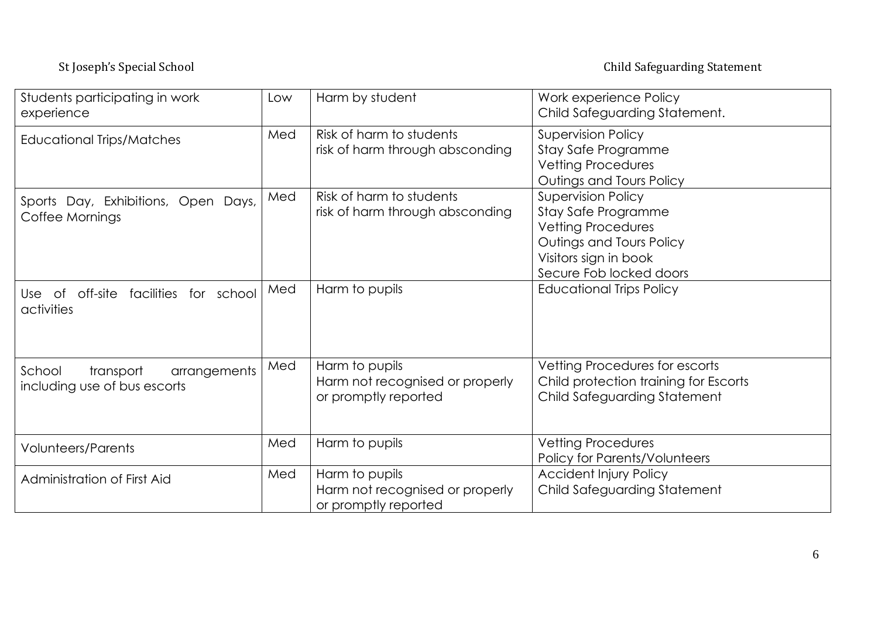| | | | |
|---|---|---|---|
| Students participating in work experience | Low | Harm by student | Work experience Policy<br>Child Safeguarding Statement. |
| Educational Trips/Matches | Med | Risk of harm to students<br>risk of harm through absconding | Supervision Policy<br>Stay Safe Programme<br>Vetting Procedures<br>Outings and Tours Policy |
| Sports Day, Exhibitions, Open Days, Coffee Mornings | Med | Risk of harm to students<br>risk of harm through absconding | Supervision Policy<br>Stay Safe Programme<br>Vetting Procedures<br>Outings and Tours Policy<br>Visitors sign in book<br>Secure Fob locked doors |
| Use of off-site facilities for school activities | Med | Harm to pupils | Educational Trips Policy |
| School transport arrangements including use of bus escorts | Med | Harm to pupils<br>Harm not recognised or properly or promptly reported | Vetting Procedures for escorts<br>Child protection training for Escorts<br>Child Safeguarding Statement |
| Volunteers/Parents | Med | Harm to pupils | Vetting Procedures<br>Policy for Parents/Volunteers |
| Administration of First Aid | Med | Harm to pupils<br>Harm not recognised or properly or promptly reported | Accident Injury Policy<br>Child Safeguarding Statement |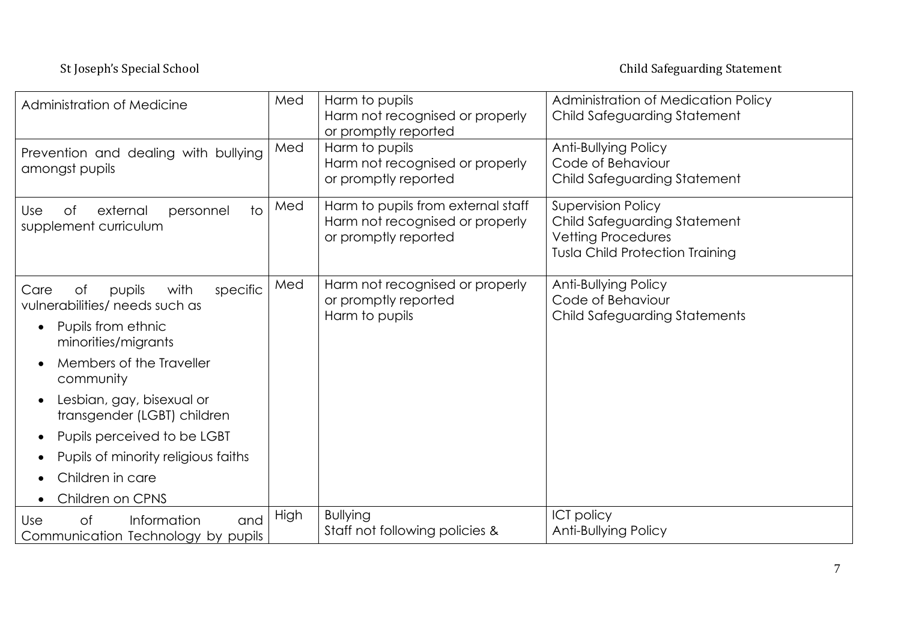| | | | |
|---|---|---|---|
| Administration of Medicine | Med | Harm to pupils<br>Harm not recognised or properly or promptly reported | Administration of Medication Policy<br>Child Safeguarding Statement |
| Prevention and dealing with bullying amongst pupils | Med | Harm to pupils<br>Harm not recognised or properly or promptly reported | Anti-Bullying Policy<br>Code of Behaviour<br>Child Safeguarding Statement |
| Use of external personnel to supplement curriculum | Med | Harm to pupils from external staff<br>Harm not recognised or properly or promptly reported | Supervision Policy<br>Child Safeguarding Statement<br>Vetting Procedures<br>Tusla Child Protection Training |
| Care of pupils with specific vulnerabilities/ needs such as<br>• Pupils from ethnic minorities/migrants<br>• Members of the Traveller community<br>• Lesbian, gay, bisexual or transgender (LGBT) children<br>• Pupils perceived to be LGBT<br>• Pupils of minority religious faiths<br>• Children in care<br>• Children on CPNS | Med | Harm not recognised or properly or promptly reported<br>Harm to pupils | Anti-Bullying Policy<br>Code of Behaviour<br>Child Safeguarding Statements |
| Use of Information and Communication Technology by pupils | High | Bullying<br>Staff not following policies & | ICT policy<br>Anti-Bullying Policy |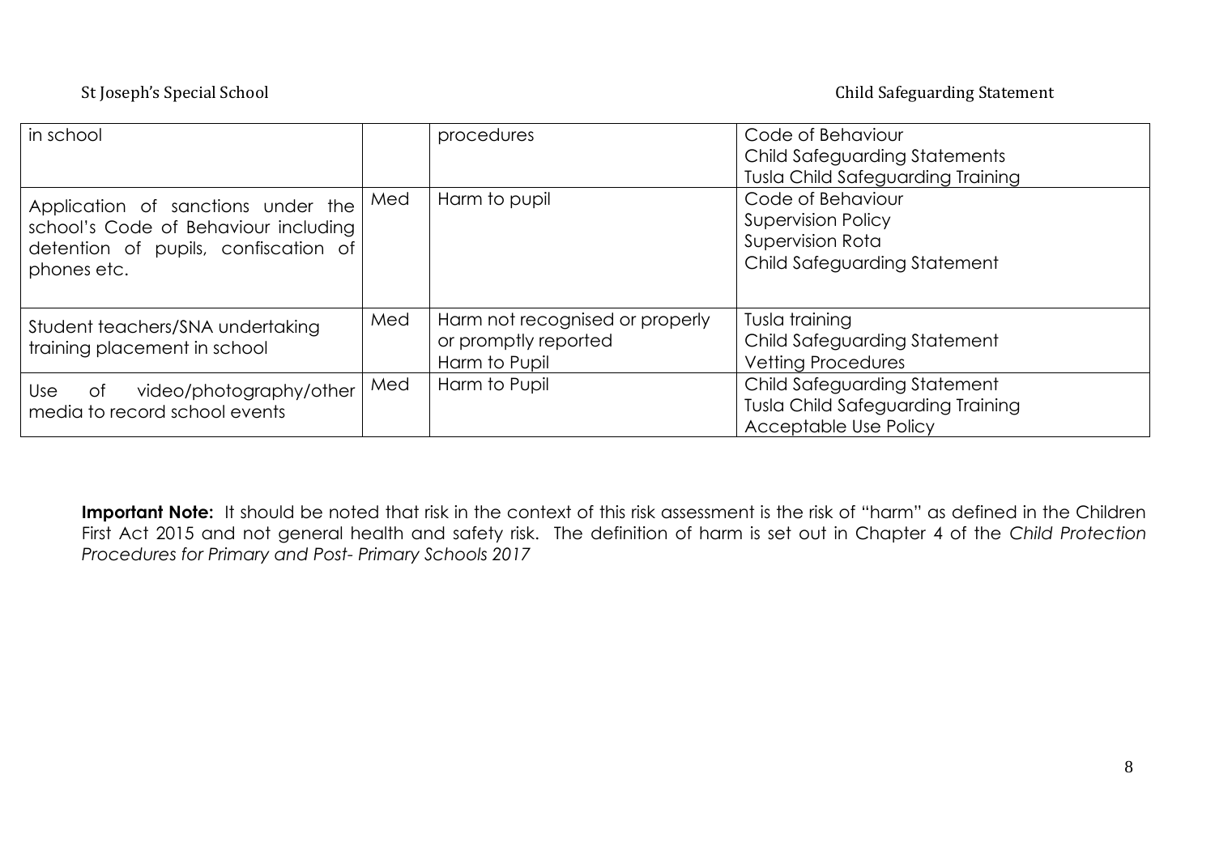| | | | |
|---|---|---|---|
| in school | | procedures | Code of Behaviour<br>Child Safeguarding Statements<br>Tusla Child Safeguarding Training |
| Application of sanctions under the school's Code of Behaviour including detention of pupils, confiscation of phones etc. | Med | Harm to pupil | Code of Behaviour<br>Supervision Policy<br>Supervision Rota<br>Child Safeguarding Statement |
| Student teachers/SNA undertaking training placement in school | Med | Harm not recognised or properly or promptly reported<br>Harm to Pupil | Tusla training<br>Child Safeguarding Statement<br>Vetting Procedures |
| Use of video/photography/other media to record school events | Med | Harm to Pupil | Child Safeguarding Statement<br>Tusla Child Safeguarding Training<br>Acceptable Use Policy |

**Important Note:** It should be noted that risk in the context of this risk assessment is the risk of "harm" as defined in the Children First Act 2015 and not general health and safety risk. The definition of harm is set out in Chapter 4 of the *Child Protection Procedures for Primary and Post- Primary Schools 2017*